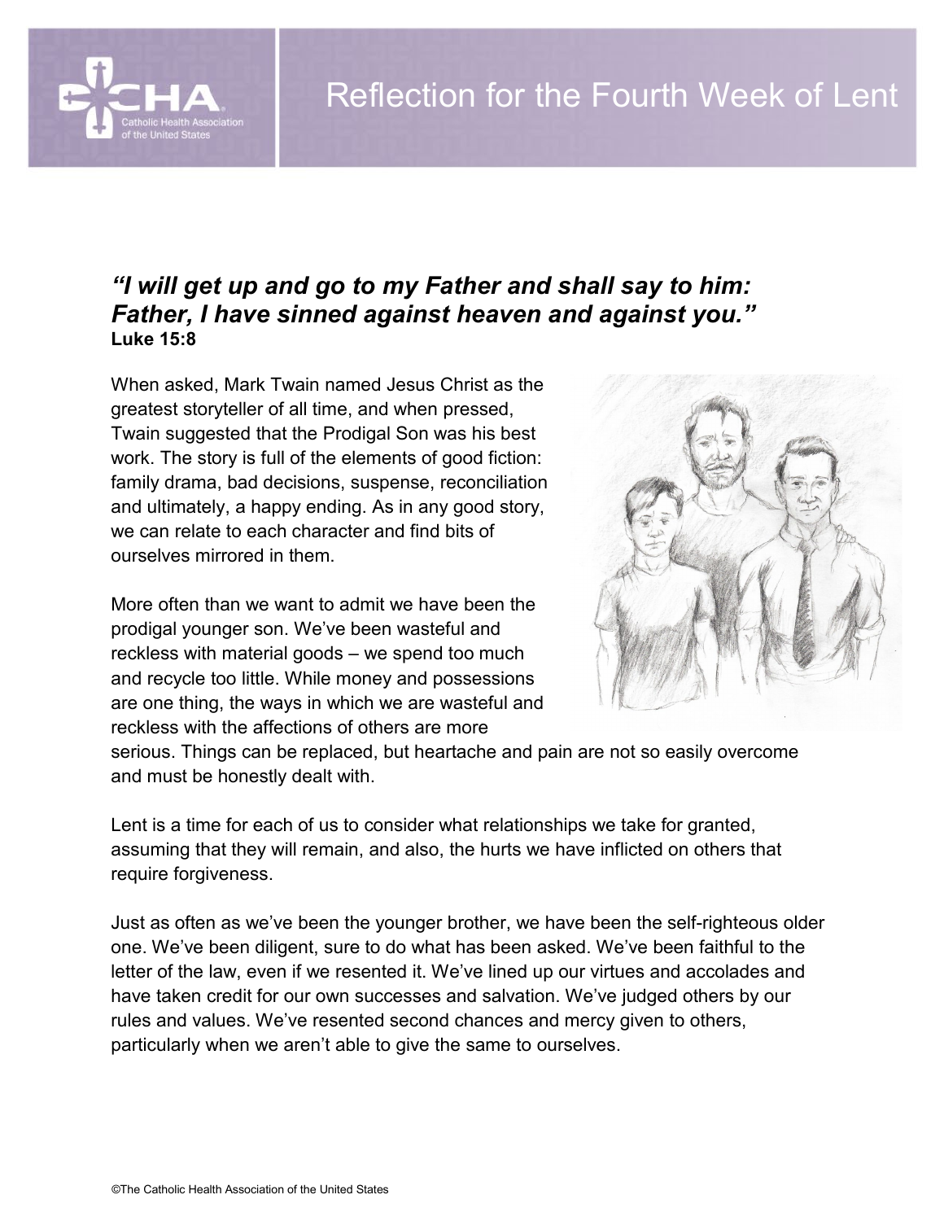# Reflection for the Fourth Week of Lent

***"I will get up and go to my Father and shall say to him: Father, I have sinned against heaven and against you."***
**Luke 15:8**

When asked, Mark Twain named Jesus Christ as the greatest storyteller of all time, and when pressed, Twain suggested that the Prodigal Son was his best work. The story is full of the elements of good fiction: family drama, bad decisions, suspense, reconciliation and ultimately, a happy ending. As in any good story, we can relate to each character and find bits of ourselves mirrored in them.

More often than we want to admit we have been the prodigal younger son. We've been wasteful and reckless with material goods – we spend too much and recycle too little. While money and possessions are one thing, the ways in which we are wasteful and reckless with the affections of others are more serious. Things can be replaced, but heartache and pain are not so easily overcome and must be honestly dealt with.

Lent is a time for each of us to consider what relationships we take for granted, assuming that they will remain, and also, the hurts we have inflicted on others that require forgiveness.

Just as often as we've been the younger brother, we have been the self-righteous older one. We've been diligent, sure to do what has been asked. We've been faithful to the letter of the law, even if we resented it. We've lined up our virtues and accolades and have taken credit for our own successes and salvation. We've judged others by our rules and values. We've resented second chances and mercy given to others, particularly when we aren't able to give the same to ourselves.

©The Catholic Health Association of the United States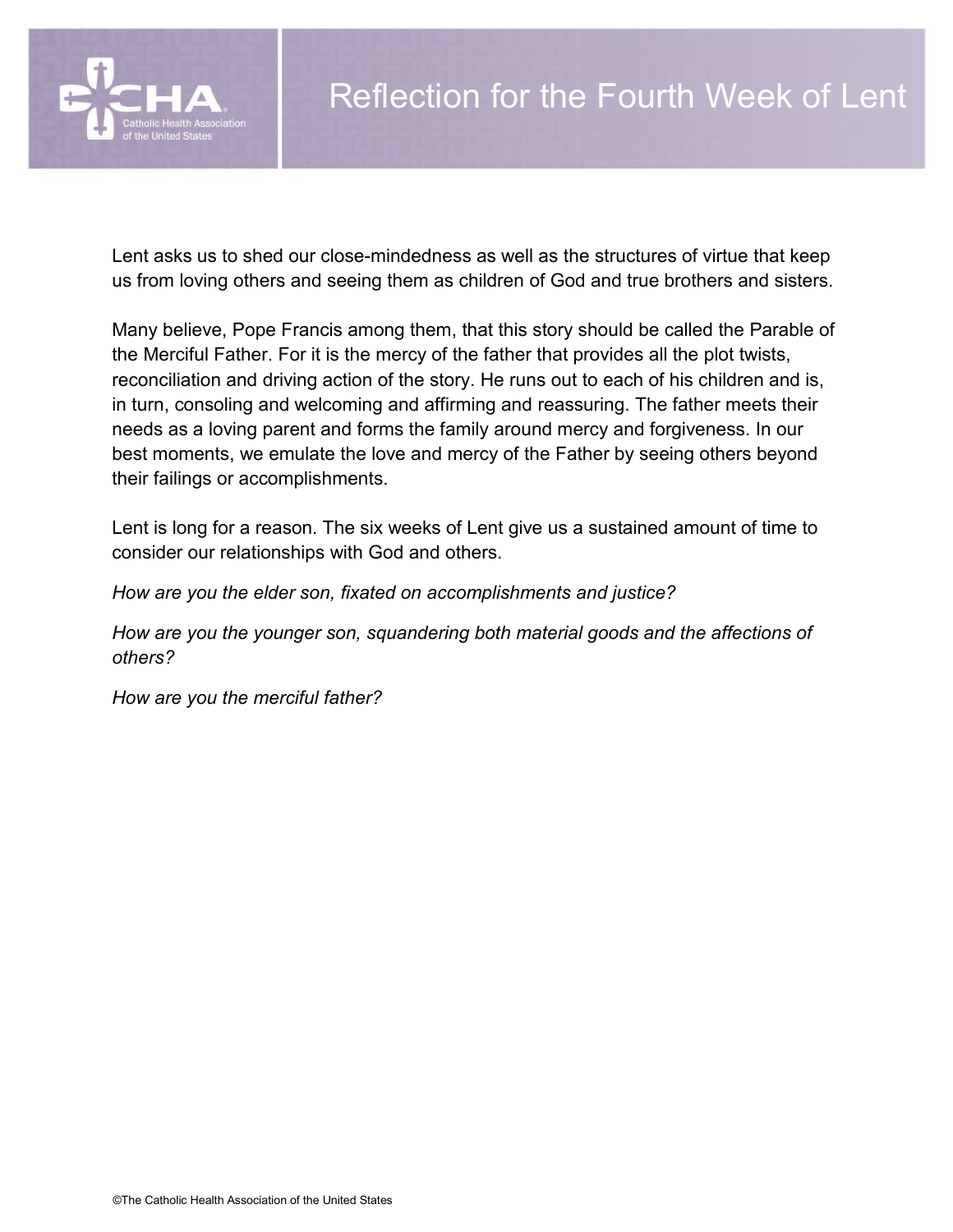# Reflection for the Fourth Week of Lent

Lent asks us to shed our close-mindedness as well as the structures of virtue that keep us from loving others and seeing them as children of God and true brothers and sisters.

Many believe, Pope Francis among them, that this story should be called the Parable of the Merciful Father. For it is the mercy of the father that provides all the plot twists, reconciliation and driving action of the story. He runs out to each of his children and is, in turn, consoling and welcoming and affirming and reassuring. The father meets their needs as a loving parent and forms the family around mercy and forgiveness. In our best moments, we emulate the love and mercy of the Father by seeing others beyond their failings or accomplishments.

Lent is long for a reason. The six weeks of Lent give us a sustained amount of time to consider our relationships with God and others.

*How are you the elder son, fixated on accomplishments and justice?*

*How are you the younger son, squandering both material goods and the affections of others?*

*How are you the merciful father?*

©The Catholic Health Association of the United States